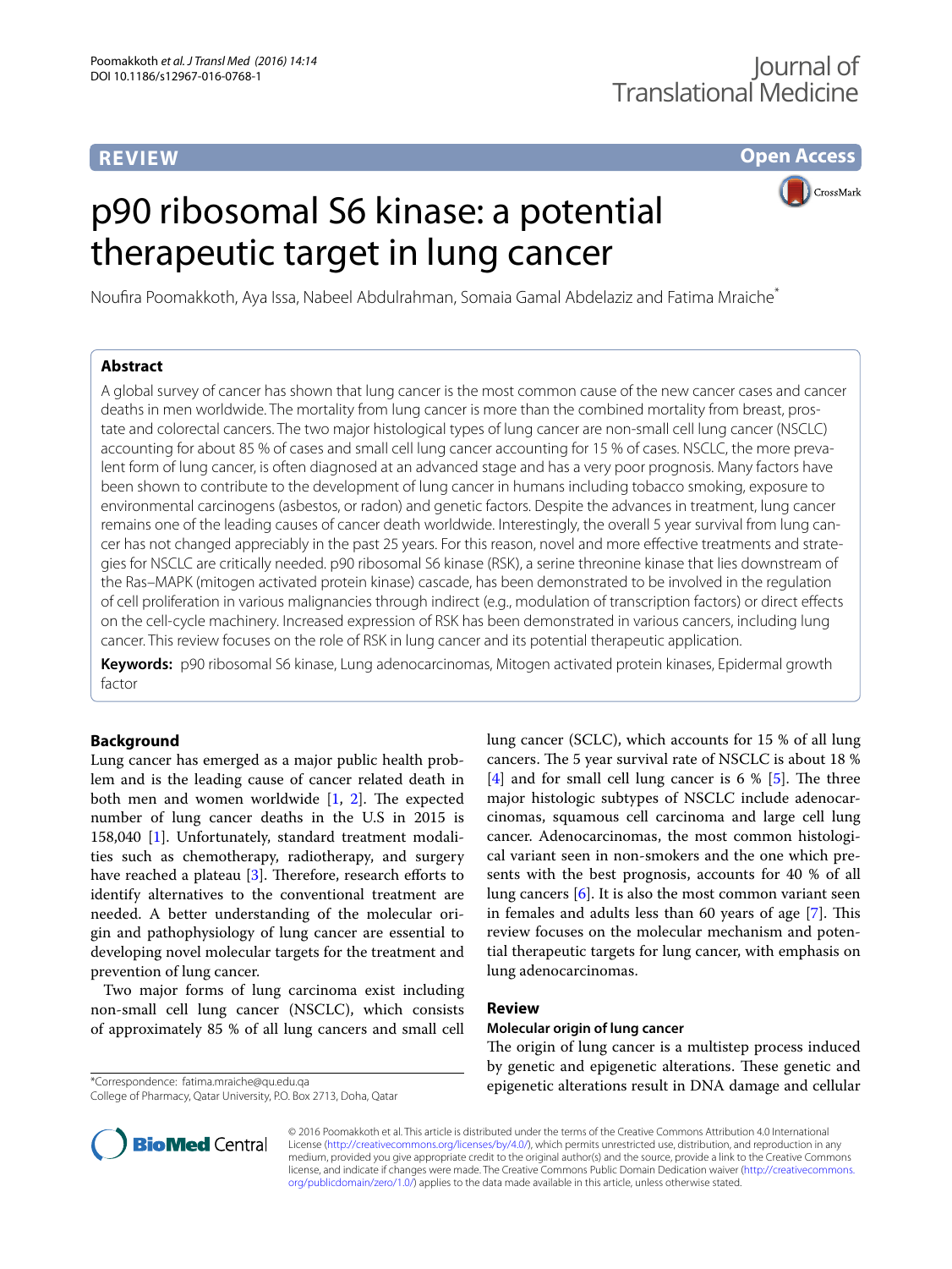REVIEW

Open Access

# p90 ribosomal S6 kinase: a potential therapeutic target in lung cancer

Noufira Poomakkoth, Aya Issa, Nabeel Abdulrahman, Somaia Gamal Abdelaziz and Fatima Mraiche*

## Abstract

A global survey of cancer has shown that lung cancer is the most common cause of the new cancer cases and cancer deaths in men worldwide. The mortality from lung cancer is more than the combined mortality from breast, prostate and colorectal cancers. The two major histological types of lung cancer are non-small cell lung cancer (NSCLC) accounting for about 85 % of cases and small cell lung cancer accounting for 15 % of cases. NSCLC, the more prevalent form of lung cancer, is often diagnosed at an advanced stage and has a very poor prognosis. Many factors have been shown to contribute to the development of lung cancer in humans including tobacco smoking, exposure to environmental carcinogens (asbestos, or radon) and genetic factors. Despite the advances in treatment, lung cancer remains one of the leading causes of cancer death worldwide. Interestingly, the overall 5 year survival from lung cancer has not changed appreciably in the past 25 years. For this reason, novel and more effective treatments and strategies for NSCLC are critically needed. p90 ribosomal S6 kinase (RSK), a serine threonine kinase that lies downstream of the Ras–MAPK (mitogen activated protein kinase) cascade, has been demonstrated to be involved in the regulation of cell proliferation in various malignancies through indirect (e.g., modulation of transcription factors) or direct effects on the cell-cycle machinery. Increased expression of RSK has been demonstrated in various cancers, including lung cancer. This review focuses on the role of RSK in lung cancer and its potential therapeutic application.

**Keywords:** p90 ribosomal S6 kinase, Lung adenocarcinomas, Mitogen activated protein kinases, Epidermal growth factor

## Background

Lung cancer has emerged as a major public health problem and is the leading cause of cancer related death in both men and women worldwide [1, 2]. The expected number of lung cancer deaths in the U.S in 2015 is 158,040 [1]. Unfortunately, standard treatment modalities such as chemotherapy, radiotherapy, and surgery have reached a plateau [3]. Therefore, research efforts to identify alternatives to the conventional treatment are needed. A better understanding of the molecular origin and pathophysiology of lung cancer are essential to developing novel molecular targets for the treatment and prevention of lung cancer.

Two major forms of lung carcinoma exist including non-small cell lung cancer (NSCLC), which consists of approximately 85 % of all lung cancers and small cell lung cancer (SCLC), which accounts for 15 % of all lung cancers. The 5 year survival rate of NSCLC is about 18 % [4] and for small cell lung cancer is 6 % [5]. The three major histologic subtypes of NSCLC include adenocarcinomas, squamous cell carcinoma and large cell lung cancer. Adenocarcinomas, the most common histological variant seen in non-smokers and the one which presents with the best prognosis, accounts for 40 % of all lung cancers [6]. It is also the most common variant seen in females and adults less than 60 years of age [7]. This review focuses on the molecular mechanism and potential therapeutic targets for lung cancer, with emphasis on lung adenocarcinomas.

## Review

### Molecular origin of lung cancer

The origin of lung cancer is a multistep process induced by genetic and epigenetic alterations. These genetic and epigenetic alterations result in DNA damage and cellular

*Correspondence: fatima.mraiche@qu.edu.qa
College of Pharmacy, Qatar University, P.O. Box 2713, Doha, Qatar

© 2016 Poomakkoth et al. This article is distributed under the terms of the Creative Commons Attribution 4.0 International License (http://creativecommons.org/licenses/by/4.0/), which permits unrestricted use, distribution, and reproduction in any medium, provided you give appropriate credit to the original author(s) and the source, provide a link to the Creative Commons license, and indicate if changes were made. The Creative Commons Public Domain Dedication waiver (http://creativecommons.org/publicdomain/zero/1.0/) applies to the data made available in this article, unless otherwise stated.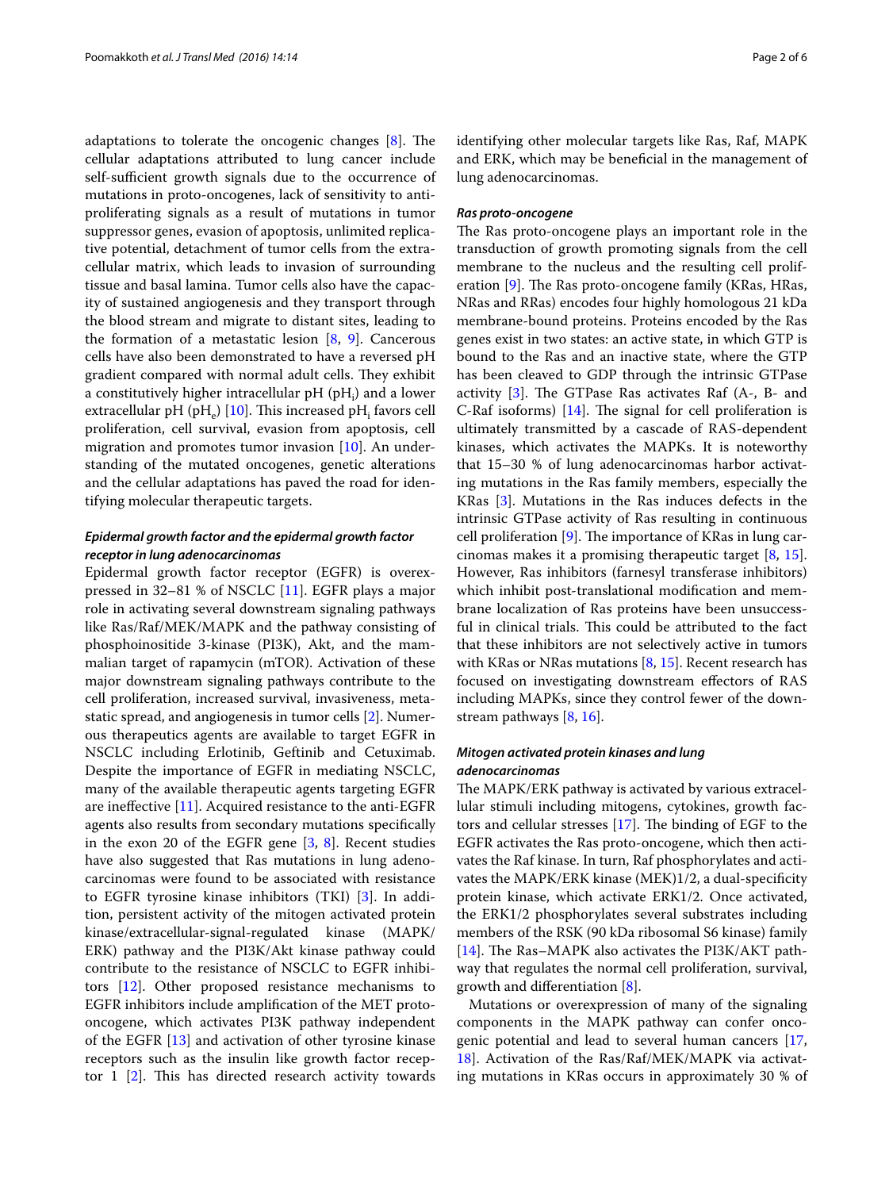adaptations to tolerate the oncogenic changes [8]. The cellular adaptations attributed to lung cancer include self-sufficient growth signals due to the occurrence of mutations in proto-oncogenes, lack of sensitivity to anti-proliferating signals as a result of mutations in tumor suppressor genes, evasion of apoptosis, unlimited replicative potential, detachment of tumor cells from the extracellular matrix, which leads to invasion of surrounding tissue and basal lamina. Tumor cells also have the capacity of sustained angiogenesis and they transport through the blood stream and migrate to distant sites, leading to the formation of a metastatic lesion [8, 9]. Cancerous cells have also been demonstrated to have a reversed pH gradient compared with normal adult cells. They exhibit a constitutively higher intracellular pH ($pH_i$) and a lower extracellular pH ($pH_e$) [10]. This increased $pH_i$ favors cell proliferation, cell survival, evasion from apoptosis, cell migration and promotes tumor invasion [10]. An understanding of the mutated oncogenes, genetic alterations and the cellular adaptations has paved the road for identifying molecular therapeutic targets.

### *Epidermal growth factor and the epidermal growth factor receptor in lung adenocarcinomas*

Epidermal growth factor receptor (EGFR) is overexpressed in 32–81 % of NSCLC [11]. EGFR plays a major role in activating several downstream signaling pathways like Ras/Raf/MEK/MAPK and the pathway consisting of phosphoinositide 3-kinase (PI3K), Akt, and the mammalian target of rapamycin (mTOR). Activation of these major downstream signaling pathways contribute to the cell proliferation, increased survival, invasiveness, metastatic spread, and angiogenesis in tumor cells [2]. Numerous therapeutics agents are available to target EGFR in NSCLC including Erlotinib, Geftinib and Cetuximab. Despite the importance of EGFR in mediating NSCLC, many of the available therapeutic agents targeting EGFR are ineffective [11]. Acquired resistance to the anti-EGFR agents also results from secondary mutations specifically in the exon 20 of the EGFR gene [3, 8]. Recent studies have also suggested that Ras mutations in lung adenocarcinomas were found to be associated with resistance to EGFR tyrosine kinase inhibitors (TKI) [3]. In addition, persistent activity of the mitogen activated protein kinase/extracellular-signal-regulated kinase (MAPK/ERK) pathway and the PI3K/Akt kinase pathway could contribute to the resistance of NSCLC to EGFR inhibitors [12]. Other proposed resistance mechanisms to EGFR inhibitors include amplification of the MET proto-oncogene, which activates PI3K pathway independent of the EGFR [13] and activation of other tyrosine kinase receptors such as the insulin like growth factor receptor 1 [2]. This has directed research activity towards identifying other molecular targets like Ras, Raf, MAPK and ERK, which may be beneficial in the management of lung adenocarcinomas.

### *Ras proto-oncogene*

The Ras proto-oncogene plays an important role in the transduction of growth promoting signals from the cell membrane to the nucleus and the resulting cell proliferation [9]. The Ras proto-oncogene family (KRas, HRas, NRas and RRas) encodes four highly homologous 21 kDa membrane-bound proteins. Proteins encoded by the Ras genes exist in two states: an active state, in which GTP is bound to the Ras and an inactive state, where the GTP has been cleaved to GDP through the intrinsic GTPase activity [3]. The GTPase Ras activates Raf (A-, B- and C-Raf isoforms) [14]. The signal for cell proliferation is ultimately transmitted by a cascade of RAS-dependent kinases, which activates the MAPKs. It is noteworthy that 15–30 % of lung adenocarcinomas harbor activating mutations in the Ras family members, especially the KRas [3]. Mutations in the Ras induces defects in the intrinsic GTPase activity of Ras resulting in continuous cell proliferation [9]. The importance of KRas in lung carcinomas makes it a promising therapeutic target [8, 15]. However, Ras inhibitors (farnesyl transferase inhibitors) which inhibit post-translational modification and membrane localization of Ras proteins have been unsuccessful in clinical trials. This could be attributed to the fact that these inhibitors are not selectively active in tumors with KRas or NRas mutations [8, 15]. Recent research has focused on investigating downstream effectors of RAS including MAPKs, since they control fewer of the downstream pathways [8, 16].

### *Mitogen activated protein kinases and lung adenocarcinomas*

The MAPK/ERK pathway is activated by various extracellular stimuli including mitogens, cytokines, growth factors and cellular stresses [17]. The binding of EGF to the EGFR activates the Ras proto-oncogene, which then activates the Raf kinase. In turn, Raf phosphorylates and activates the MAPK/ERK kinase (MEK)1/2, a dual-specificity protein kinase, which activate ERK1/2. Once activated, the ERK1/2 phosphorylates several substrates including members of the RSK (90 kDa ribosomal S6 kinase) family [14]. The Ras–MAPK also activates the PI3K/AKT pathway that regulates the normal cell proliferation, survival, growth and differentiation [8].

Mutations or overexpression of many of the signaling components in the MAPK pathway can confer oncogenic potential and lead to several human cancers [17, 18]. Activation of the Ras/Raf/MEK/MAPK via activating mutations in KRas occurs in approximately 30 % of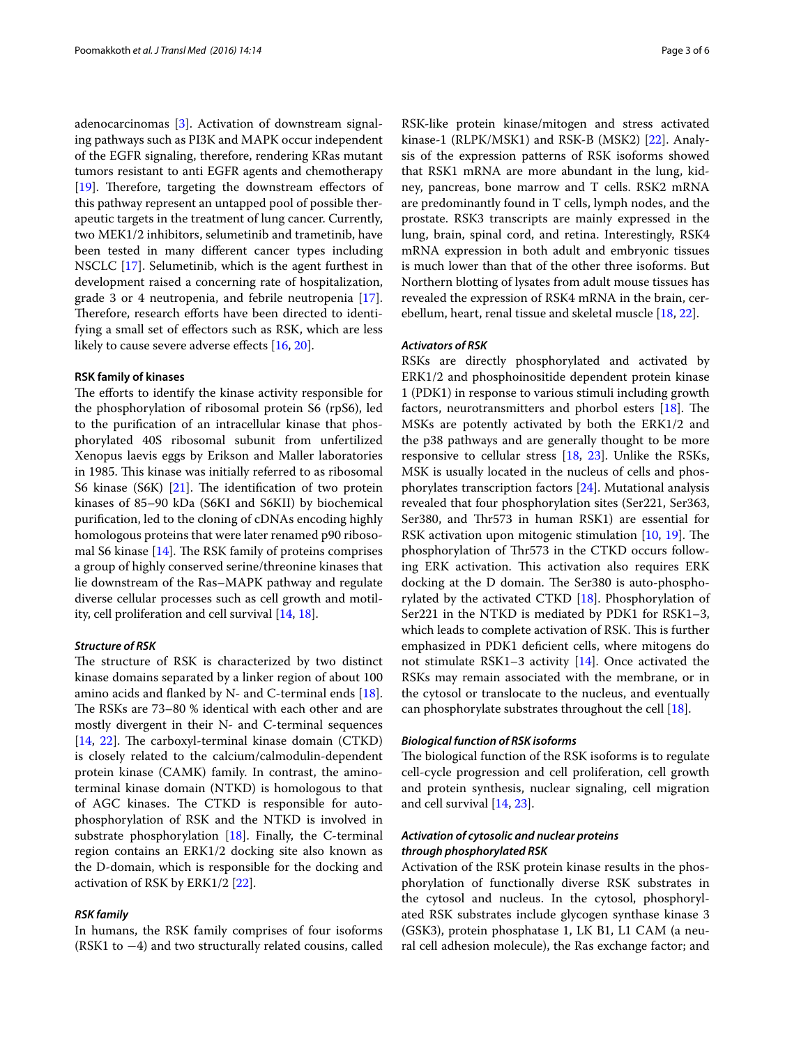adenocarcinomas [3]. Activation of downstream signaling pathways such as PI3K and MAPK occur independent of the EGFR signaling, therefore, rendering KRas mutant tumors resistant to anti EGFR agents and chemotherapy [19]. Therefore, targeting the downstream effectors of this pathway represent an untapped pool of possible therapeutic targets in the treatment of lung cancer. Currently, two MEK1/2 inhibitors, selumetinib and trametinib, have been tested in many different cancer types including NSCLC [17]. Selumetinib, which is the agent furthest in development raised a concerning rate of hospitalization, grade 3 or 4 neutropenia, and febrile neutropenia [17]. Therefore, research efforts have been directed to identifying a small set of effectors such as RSK, which are less likely to cause severe adverse effects [16, 20].

## RSK family of kinases

The efforts to identify the kinase activity responsible for the phosphorylation of ribosomal protein S6 (rpS6), led to the purification of an intracellular kinase that phosphorylated 40S ribosomal subunit from unfertilized Xenopus laevis eggs by Erikson and Maller laboratories in 1985. This kinase was initially referred to as ribosomal S6 kinase (S6K) [21]. The identification of two protein kinases of 85–90 kDa (S6KI and S6KII) by biochemical purification, led to the cloning of cDNAs encoding highly homologous proteins that were later renamed p90 ribosomal S6 kinase [14]. The RSK family of proteins comprises a group of highly conserved serine/threonine kinases that lie downstream of the Ras–MAPK pathway and regulate diverse cellular processes such as cell growth and motility, cell proliferation and cell survival [14, 18].

### *Structure of RSK*

The structure of RSK is characterized by two distinct kinase domains separated by a linker region of about 100 amino acids and flanked by N- and C-terminal ends [18]. The RSKs are 73–80 % identical with each other and are mostly divergent in their N- and C-terminal sequences [14, 22]. The carboxyl-terminal kinase domain (CTKD) is closely related to the calcium/calmodulin-dependent protein kinase (CAMK) family. In contrast, the amino-terminal kinase domain (NTKD) is homologous to that of AGC kinases. The CTKD is responsible for auto-phosphorylation of RSK and the NTKD is involved in substrate phosphorylation [18]. Finally, the C-terminal region contains an ERK1/2 docking site also known as the D-domain, which is responsible for the docking and activation of RSK by ERK1/2 [22].

### *RSK family*

In humans, the RSK family comprises of four isoforms (RSK1 to −4) and two structurally related cousins, called RSK-like protein kinase/mitogen and stress activated kinase-1 (RLPK/MSK1) and RSK-B (MSK2) [22]. Analysis of the expression patterns of RSK isoforms showed that RSK1 mRNA are more abundant in the lung, kidney, pancreas, bone marrow and T cells. RSK2 mRNA are predominantly found in T cells, lymph nodes, and the prostate. RSK3 transcripts are mainly expressed in the lung, brain, spinal cord, and retina. Interestingly, RSK4 mRNA expression in both adult and embryonic tissues is much lower than that of the other three isoforms. But Northern blotting of lysates from adult mouse tissues has revealed the expression of RSK4 mRNA in the brain, cerebellum, heart, renal tissue and skeletal muscle [18, 22].

### *Activators of RSK*

RSKs are directly phosphorylated and activated by ERK1/2 and phosphoinositide dependent protein kinase 1 (PDK1) in response to various stimuli including growth factors, neurotransmitters and phorbol esters [18]. The MSKs are potently activated by both the ERK1/2 and the p38 pathways and are generally thought to be more responsive to cellular stress [18, 23]. Unlike the RSKs, MSK is usually located in the nucleus of cells and phosphorylates transcription factors [24]. Mutational analysis revealed that four phosphorylation sites (Ser221, Ser363, Ser380, and Thr573 in human RSK1) are essential for RSK activation upon mitogenic stimulation [10, 19]. The phosphorylation of Thr573 in the CTKD occurs following ERK activation. This activation also requires ERK docking at the D domain. The Ser380 is auto-phosphorylated by the activated CTKD [18]. Phosphorylation of Ser221 in the NTKD is mediated by PDK1 for RSK1–3, which leads to complete activation of RSK. This is further emphasized in PDK1 deficient cells, where mitogens do not stimulate RSK1–3 activity [14]. Once activated the RSKs may remain associated with the membrane, or in the cytosol or translocate to the nucleus, and eventually can phosphorylate substrates throughout the cell [18].

### *Biological function of RSK isoforms*

The biological function of the RSK isoforms is to regulate cell-cycle progression and cell proliferation, cell growth and protein synthesis, nuclear signaling, cell migration and cell survival [14, 23].

### *Activation of cytosolic and nuclear proteins through phosphorylated RSK*

Activation of the RSK protein kinase results in the phosphorylation of functionally diverse RSK substrates in the cytosol and nucleus. In the cytosol, phosphorylated RSK substrates include glycogen synthase kinase 3 (GSK3), protein phosphatase 1, LK B1, L1 CAM (a neural cell adhesion molecule), the Ras exchange factor; and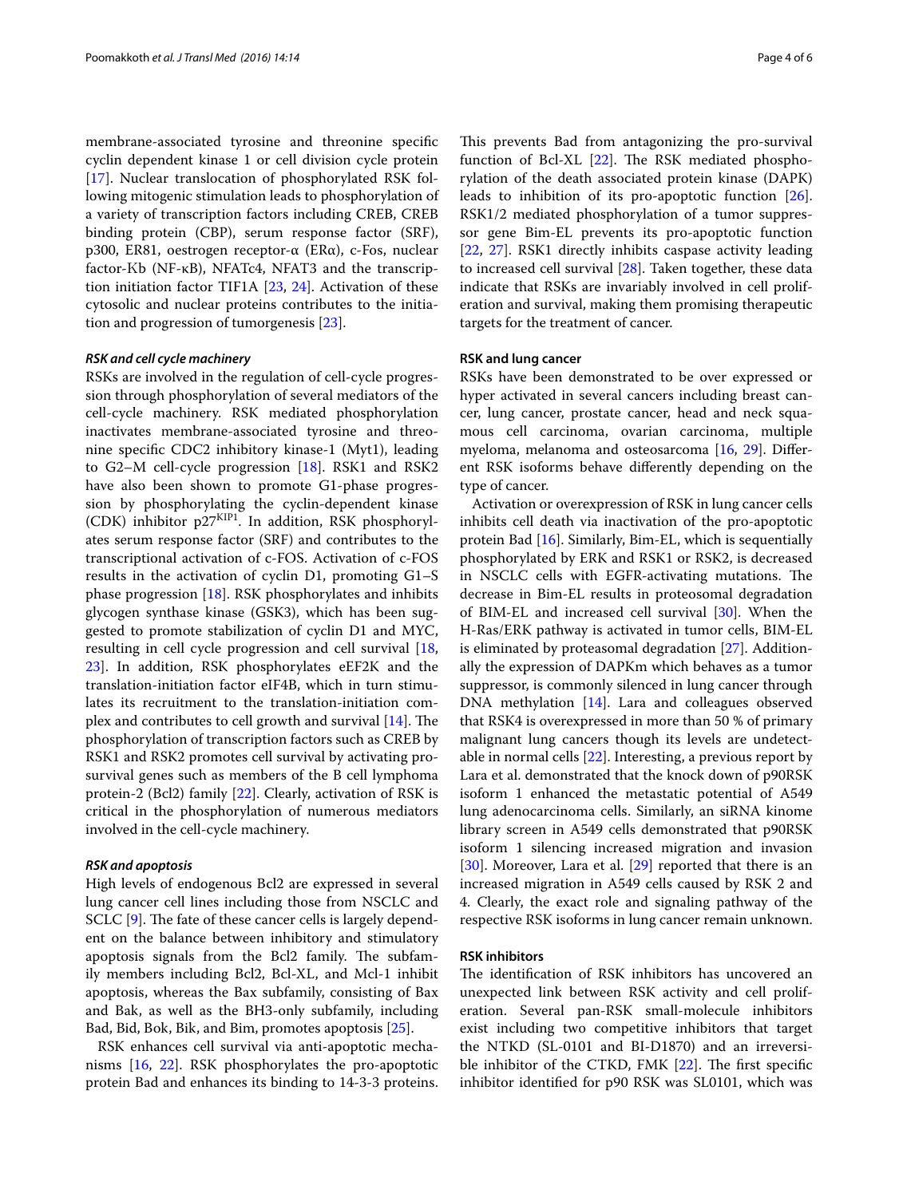membrane-associated tyrosine and threonine specific cyclin dependent kinase 1 or cell division cycle protein [17]. Nuclear translocation of phosphorylated RSK following mitogenic stimulation leads to phosphorylation of a variety of transcription factors including CREB, CREB binding protein (CBP), serum response factor (SRF), p300, ER81, oestrogen receptor-α (ERα), c-Fos, nuclear factor-Kb (NF-κB), NFATc4, NFAT3 and the transcription initiation factor TIF1A [23, 24]. Activation of these cytosolic and nuclear proteins contributes to the initiation and progression of tumorgenesis [23].

### *RSK and cell cycle machinery*

RSKs are involved in the regulation of cell-cycle progression through phosphorylation of several mediators of the cell-cycle machinery. RSK mediated phosphorylation inactivates membrane-associated tyrosine and threonine specific CDC2 inhibitory kinase-1 (Myt1), leading to G2–M cell-cycle progression [18]. RSK1 and RSK2 have also been shown to promote G1-phase progression by phosphorylating the cyclin-dependent kinase (CDK) inhibitor $p27^{KIP1}$. In addition, RSK phosphorylates serum response factor (SRF) and contributes to the transcriptional activation of c-FOS. Activation of c-FOS results in the activation of cyclin D1, promoting G1–S phase progression [18]. RSK phosphorylates and inhibits glycogen synthase kinase (GSK3), which has been suggested to promote stabilization of cyclin D1 and MYC, resulting in cell cycle progression and cell survival [18, 23]. In addition, RSK phosphorylates eEF2K and the translation-initiation factor eIF4B, which in turn stimulates its recruitment to the translation-initiation complex and contributes to cell growth and survival [14]. The phosphorylation of transcription factors such as CREB by RSK1 and RSK2 promotes cell survival by activating prosurvival genes such as members of the B cell lymphoma protein-2 (Bcl2) family [22]. Clearly, activation of RSK is critical in the phosphorylation of numerous mediators involved in the cell-cycle machinery.

### *RSK and apoptosis*

High levels of endogenous Bcl2 are expressed in several lung cancer cell lines including those from NSCLC and SCLC [9]. The fate of these cancer cells is largely dependent on the balance between inhibitory and stimulatory apoptosis signals from the Bcl2 family. The subfamily members including Bcl2, Bcl-XL, and Mcl-1 inhibit apoptosis, whereas the Bax subfamily, consisting of Bax and Bak, as well as the BH3-only subfamily, including Bad, Bid, Bok, Bik, and Bim, promotes apoptosis [25].

RSK enhances cell survival via anti-apoptotic mechanisms [16, 22]. RSK phosphorylates the pro-apoptotic protein Bad and enhances its binding to 14-3-3 proteins. This prevents Bad from antagonizing the pro-survival function of Bcl-XL [22]. The RSK mediated phosphorylation of the death associated protein kinase (DAPK) leads to inhibition of its pro-apoptotic function [26]. RSK1/2 mediated phosphorylation of a tumor suppressor gene Bim-EL prevents its pro-apoptotic function [22, 27]. RSK1 directly inhibits caspase activity leading to increased cell survival [28]. Taken together, these data indicate that RSKs are invariably involved in cell proliferation and survival, making them promising therapeutic targets for the treatment of cancer.

### RSK and lung cancer

RSKs have been demonstrated to be over expressed or hyper activated in several cancers including breast cancer, lung cancer, prostate cancer, head and neck squamous cell carcinoma, ovarian carcinoma, multiple myeloma, melanoma and osteosarcoma [16, 29]. Different RSK isoforms behave differently depending on the type of cancer.

Activation or overexpression of RSK in lung cancer cells inhibits cell death via inactivation of the pro-apoptotic protein Bad [16]. Similarly, Bim-EL, which is sequentially phosphorylated by ERK and RSK1 or RSK2, is decreased in NSCLC cells with EGFR-activating mutations. The decrease in Bim-EL results in proteosomal degradation of BIM-EL and increased cell survival [30]. When the H-Ras/ERK pathway is activated in tumor cells, BIM-EL is eliminated by proteasomal degradation [27]. Additionally the expression of DAPKm which behaves as a tumor suppressor, is commonly silenced in lung cancer through DNA methylation [14]. Lara and colleagues observed that RSK4 is overexpressed in more than 50 % of primary malignant lung cancers though its levels are undetectable in normal cells [22]. Interesting, a previous report by Lara et al. demonstrated that the knock down of p90RSK isoform 1 enhanced the metastatic potential of A549 lung adenocarcinoma cells. Similarly, an siRNA kinome library screen in A549 cells demonstrated that p90RSK isoform 1 silencing increased migration and invasion [30]. Moreover, Lara et al. [29] reported that there is an increased migration in A549 cells caused by RSK 2 and 4. Clearly, the exact role and signaling pathway of the respective RSK isoforms in lung cancer remain unknown.

### RSK inhibitors

The identification of RSK inhibitors has uncovered an unexpected link between RSK activity and cell proliferation. Several pan-RSK small-molecule inhibitors exist including two competitive inhibitors that target the NTKD (SL-0101 and BI-D1870) and an irreversible inhibitor of the CTKD, FMK [22]. The first specific inhibitor identified for p90 RSK was SL0101, which was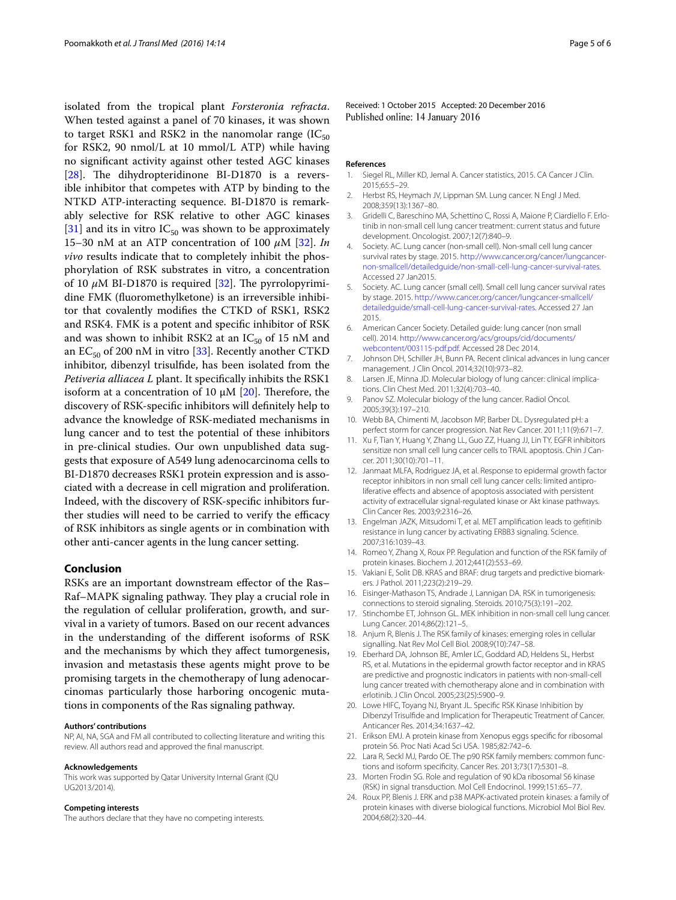isolated from the tropical plant *Forsteronia refracta*. When tested against a panel of 70 kinases, it was shown to target RSK1 and RSK2 in the nanomolar range ($IC_{50}$ for RSK2, 90 nmol/L at 10 mmol/L ATP) while having no significant activity against other tested AGC kinases [28]. The dihydropteridinone BI-D1870 is a reversible inhibitor that competes with ATP by binding to the NTKD ATP-interacting sequence. BI-D1870 is remarkably selective for RSK relative to other AGC kinases [31] and its in vitro $IC_{50}$ was shown to be approximately 15–30 nM at an ATP concentration of 100 $\mu$M [32]. *In vivo* results indicate that to completely inhibit the phosphorylation of RSK substrates in vitro, a concentration of 10 $\mu$M BI-D1870 is required [32]. The pyrrolopyrimidine FMK (fluoromethylketone) is an irreversible inhibitor that covalently modifies the CTKD of RSK1, RSK2 and RSK4. FMK is a potent and specific inhibitor of RSK and was shown to inhibit RSK2 at an $IC_{50}$ of 15 nM and an $EC_{50}$ of 200 nM in vitro [33]. Recently another CTKD inhibitor, dibenzyl trisulfide, has been isolated from the *Petiveria alliacea L* plant. It specifically inhibits the RSK1 isoform at a concentration of 10 μM [20]. Therefore, the discovery of RSK-specific inhibitors will definitely help to advance the knowledge of RSK-mediated mechanisms in lung cancer and to test the potential of these inhibitors in pre-clinical studies. Our own unpublished data suggests that exposure of A549 lung adenocarcinoma cells to BI-D1870 decreases RSK1 protein expression and is associated with a decrease in cell migration and proliferation. Indeed, with the discovery of RSK-specific inhibitors further studies will need to be carried to verify the efficacy of RSK inhibitors as single agents or in combination with other anti-cancer agents in the lung cancer setting.

## Conclusion

RSKs are an important downstream effector of the Ras–Raf–MAPK signaling pathway. They play a crucial role in the regulation of cellular proliferation, growth, and survival in a variety of tumors. Based on our recent advances in the understanding of the different isoforms of RSK and the mechanisms by which they affect tumorgenesis, invasion and metastasis these agents might prove to be promising targets in the chemotherapy of lung adenocarcinomas particularly those harboring oncogenic mutations in components of the Ras signaling pathway.

#### Authors' contributions

NP, AI, NA, SGA and FM all contributed to collecting literature and writing this review. All authors read and approved the final manuscript.

#### Acknowledgements

This work was supported by Qatar University Internal Grant (QU UG2013/2014).

#### Competing interests

The authors declare that they have no competing interests.

Received: 1 October 2015 Accepted: 20 December 2016
Published online: 14 January 2016

#### References

1. Siegel RL, Miller KD, Jemal A. Cancer statistics, 2015. CA Cancer J Clin. 2015;65:5–29.
2. Herbst RS, Heymach JV, Lippman SM. Lung cancer. N Engl J Med. 2008;359(13):1367–80.
3. Gridelli C, Bareschino MA, Schettino C, Rossi A, Maione P, Ciardiello F. Erlotinib in non-small cell lung cancer treatment: current status and future development. Oncologist. 2007;12(7):840–9.
4. Society. AC. Lung cancer (non-small cell). Non-small cell lung cancer survival rates by stage. 2015. http://www.cancer.org/cancer/lungcancer-non-smallcell/detailedguide/non-small-cell-lung-cancer-survival-rates. Accessed 27 Jan2015.
5. Society. AC. Lung cancer (small cell). Small cell lung cancer survival rates by stage. 2015. http://www.cancer.org/cancer/lungcancer-smallcell/detailedguide/small-cell-lung-cancer-survival-rates. Accessed 27 Jan 2015.
6. American Cancer Society. Detailed guide: lung cancer (non small cell). 2014. http://www.cancer.org/acs/groups/cid/documents/webcontent/003115-pdf.pdf. Accessed 28 Dec 2014.
7. Johnson DH, Schiller JH, Bunn PA. Recent clinical advances in lung cancer management. J Clin Oncol. 2014;32(10):973–82.
8. Larsen JE, Minna JD. Molecular biology of lung cancer: clinical implications. Clin Chest Med. 2011;32(4):703–40.
9. Panov SZ. Molecular biology of the lung cancer. Radiol Oncol. 2005;39(3):197–210.
10. Webb BA, Chimenti M, Jacobson MP, Barber DL. Dysregulated pH: a perfect storm for cancer progression. Nat Rev Cancer. 2011;11(9):671–7.
11. Xu F, Tian Y, Huang Y, Zhang LL, Guo ZZ, Huang JJ, Lin TY. EGFR inhibitors sensitize non small cell lung cancer cells to TRAIL apoptosis. Chin J Cancer. 2011;30(10):701–11.
12. Janmaat MLFA, Rodriguez JA, et al. Response to epidermal growth factor receptor inhibitors in non small cell lung cancer cells: limited antiproliferative effects and absence of apoptosis associated with persistent activity of extracellular signal-regulated kinase or Akt kinase pathways. Clin Cancer Res. 2003;9:2316–26.
13. Engelman JAZK, Mitsudomi T, et al. MET amplification leads to gefitinib resistance in lung cancer by activating ERBB3 signaling. Science. 2007;316:1039–43.
14. Romeo Y, Zhang X, Roux PP. Regulation and function of the RSK family of protein kinases. Biochem J. 2012;441(2):553–69.
15. Vakiani E, Solit DB. KRAS and BRAF: drug targets and predictive biomarkers. J Pathol. 2011;223(2):219–29.
16. Eisinger-Mathason TS, Andrade J, Lannigan DA. RSK in tumorigenesis: connections to steroid signaling. Steroids. 2010;75(3):191–202.
17. Stinchombe ET, Johnson GL. MEK inhibition in non-small cell lung cancer. Lung Cancer. 2014;86(2):121–5.
18. Anjum R, Blenis J. The RSK family of kinases: emerging roles in cellular signalling. Nat Rev Mol Cell Biol. 2008;9(10):747–58.
19. Eberhard DA, Johnson BE, Amler LC, Goddard AD, Heldens SL, Herbst RS, et al. Mutations in the epidermal growth factor receptor and in KRAS are predictive and prognostic indicators in patients with non-small-cell lung cancer treated with chemotherapy alone and in combination with erlotinib. J Clin Oncol. 2005;23(25):5900–9.
20. Lowe HIFC, Toyang NJ, Bryant JL. Specific RSK Kinase Inhibition by Dibenzyl Trisulfide and Implication for Therapeutic Treatment of Cancer. Anticancer Res. 2014;34:1637–42.
21. Erikson EMJ. A protein kinase from Xenopus eggs specific for ribosomal protein S6. Proc Nati Acad Sci USA. 1985;82:742–6.
22. Lara R, Seckl MJ, Pardo OE. The p90 RSK family members: common functions and isoform specificity. Cancer Res. 2013;73(17):5301–8.
23. Morten Frodin SG. Role and regulation of 90 kDa ribosomal S6 kinase (RSK) in signal transduction. Mol Cell Endocrinol. 1999;151:65–77.
24. Roux PP, Blenis J. ERK and p38 MAPK-activated protein kinases: a family of protein kinases with diverse biological functions. Microbiol Mol Biol Rev. 2004;68(2):320–44.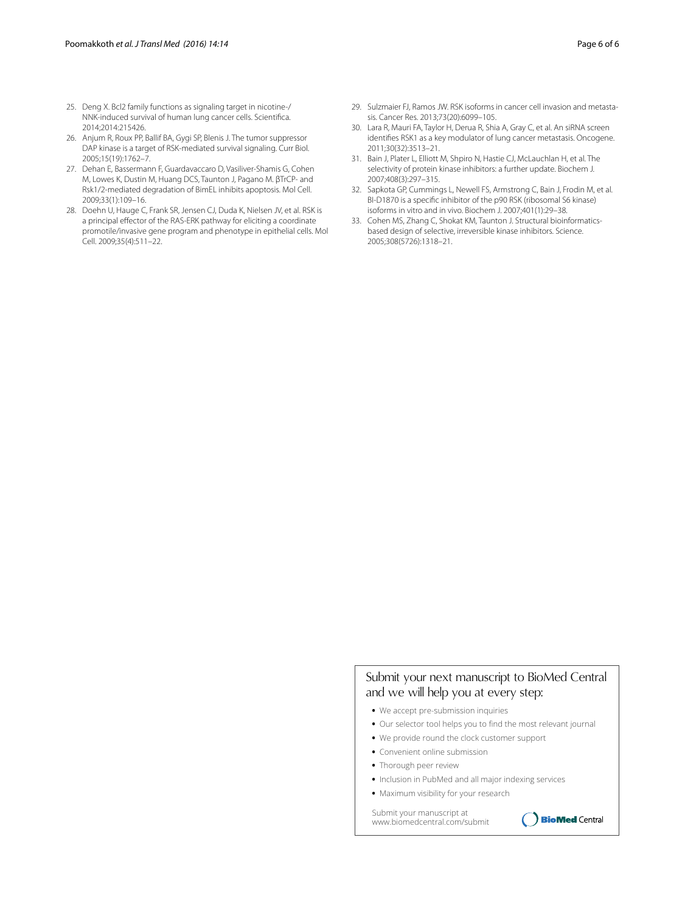25. Deng X. Bcl2 family functions as signaling target in nicotine-/NNK-induced survival of human lung cancer cells. Scientifica. 2014;2014:215426.
26. Anjum R, Roux PP, Ballif BA, Gygi SP, Blenis J. The tumor suppressor DAP kinase is a target of RSK-mediated survival signaling. Curr Biol. 2005;15(19):1762–7.
27. Dehan E, Bassermann F, Guardavaccaro D, Vasiliver-Shamis G, Cohen M, Lowes K, Dustin M, Huang DCS, Taunton J, Pagano M. βTrCP- and Rsk1/2-mediated degradation of BimEL inhibits apoptosis. Mol Cell. 2009;33(1):109–16.
28. Doehn U, Hauge C, Frank SR, Jensen CJ, Duda K, Nielsen JV, et al. RSK is a principal effector of the RAS-ERK pathway for eliciting a coordinate promotile/invasive gene program and phenotype in epithelial cells. Mol Cell. 2009;35(4):511–22.
29. Sulzmaier FJ, Ramos JW. RSK isoforms in cancer cell invasion and metastasis. Cancer Res. 2013;73(20):6099–105.
30. Lara R, Mauri FA, Taylor H, Derua R, Shia A, Gray C, et al. An siRNA screen identifies RSK1 as a key modulator of lung cancer metastasis. Oncogene. 2011;30(32):3513–21.
31. Bain J, Plater L, Elliott M, Shpiro N, Hastie CJ, McLauchlan H, et al. The selectivity of protein kinase inhibitors: a further update. Biochem J. 2007;408(3):297–315.
32. Sapkota GP, Cummings L, Newell FS, Armstrong C, Bain J, Frodin M, et al. BI-D1870 is a specific inhibitor of the p90 RSK (ribosomal S6 kinase) isoforms in vitro and in vivo. Biochem J. 2007;401(1):29–38.
33. Cohen MS, Zhang C, Shokat KM, Taunton J. Structural bioinformatics-based design of selective, irreversible kinase inhibitors. Science. 2005;308(5726):1318–21.

Submit your next manuscript to BioMed Central and we will help you at every step:

- We accept pre-submission inquiries
- Our selector tool helps you to find the most relevant journal
- We provide round the clock customer support
- Convenient online submission
- Thorough peer review
- Inclusion in PubMed and all major indexing services
- Maximum visibility for your research

Submit your manuscript at www.biomedcentral.com/submit

BioMed Central